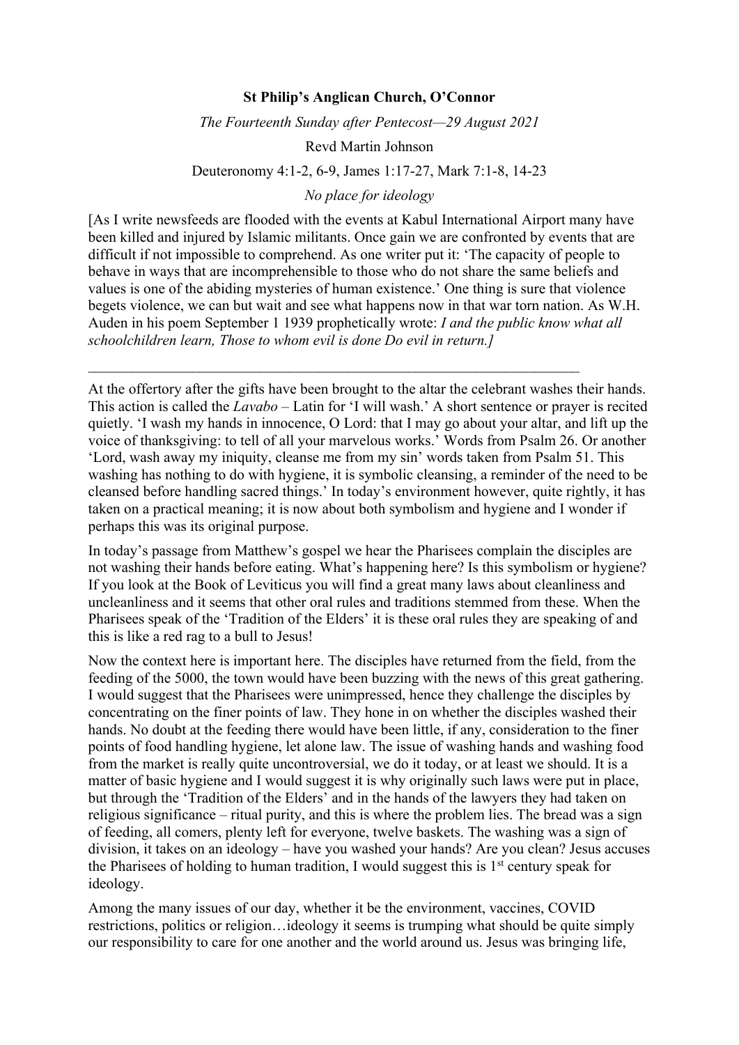**St Philip's Anglican Church, O'Connor**

*The Fourteenth Sunday after Pentecost—29 August 2021*

Revd Martin Johnson

Deuteronomy 4:1-2, 6-9, James 1:17-27, Mark 7:1-8, 14-23

*No place for ideology*

[As I write newsfeeds are flooded with the events at Kabul International Airport many have been killed and injured by Islamic militants. Once gain we are confronted by events that are difficult if not impossible to comprehend. As one writer put it: 'The capacity of people to behave in ways that are incomprehensible to those who do not share the same beliefs and values is one of the abiding mysteries of human existence.' One thing is sure that violence begets violence, we can but wait and see what happens now in that war torn nation. As W.H. Auden in his poem September 1 1939 prophetically wrote: *I and the public know what all schoolchildren learn, Those to whom evil is done Do evil in return.]*

---

At the offertory after the gifts have been brought to the altar the celebrant washes their hands. This action is called the *Lavabo* – Latin for 'I will wash.' A short sentence or prayer is recited quietly. 'I wash my hands in innocence, O Lord: that I may go about your altar, and lift up the voice of thanksgiving: to tell of all your marvelous works.' Words from Psalm 26. Or another 'Lord, wash away my iniquity, cleanse me from my sin' words taken from Psalm 51. This washing has nothing to do with hygiene, it is symbolic cleansing, a reminder of the need to be cleansed before handling sacred things.' In today's environment however, quite rightly, it has taken on a practical meaning; it is now about both symbolism and hygiene and I wonder if perhaps this was its original purpose.

In today's passage from Matthew's gospel we hear the Pharisees complain the disciples are not washing their hands before eating. What's happening here? Is this symbolism or hygiene? If you look at the Book of Leviticus you will find a great many laws about cleanliness and uncleanliness and it seems that other oral rules and traditions stemmed from these. When the Pharisees speak of the 'Tradition of the Elders' it is these oral rules they are speaking of and this is like a red rag to a bull to Jesus!

Now the context here is important here. The disciples have returned from the field, from the feeding of the 5000, the town would have been buzzing with the news of this great gathering. I would suggest that the Pharisees were unimpressed, hence they challenge the disciples by concentrating on the finer points of law. They hone in on whether the disciples washed their hands. No doubt at the feeding there would have been little, if any, consideration to the finer points of food handling hygiene, let alone law. The issue of washing hands and washing food from the market is really quite uncontroversial, we do it today, or at least we should. It is a matter of basic hygiene and I would suggest it is why originally such laws were put in place, but through the 'Tradition of the Elders' and in the hands of the lawyers they had taken on religious significance – ritual purity, and this is where the problem lies. The bread was a sign of feeding, all comers, plenty left for everyone, twelve baskets. The washing was a sign of division, it takes on an ideology – have you washed your hands? Are you clean? Jesus accuses the Pharisees of holding to human tradition, I would suggest this is 1st century speak for ideology.

Among the many issues of our day, whether it be the environment, vaccines, COVID restrictions, politics or religion…ideology it seems is trumping what should be quite simply our responsibility to care for one another and the world around us. Jesus was bringing life,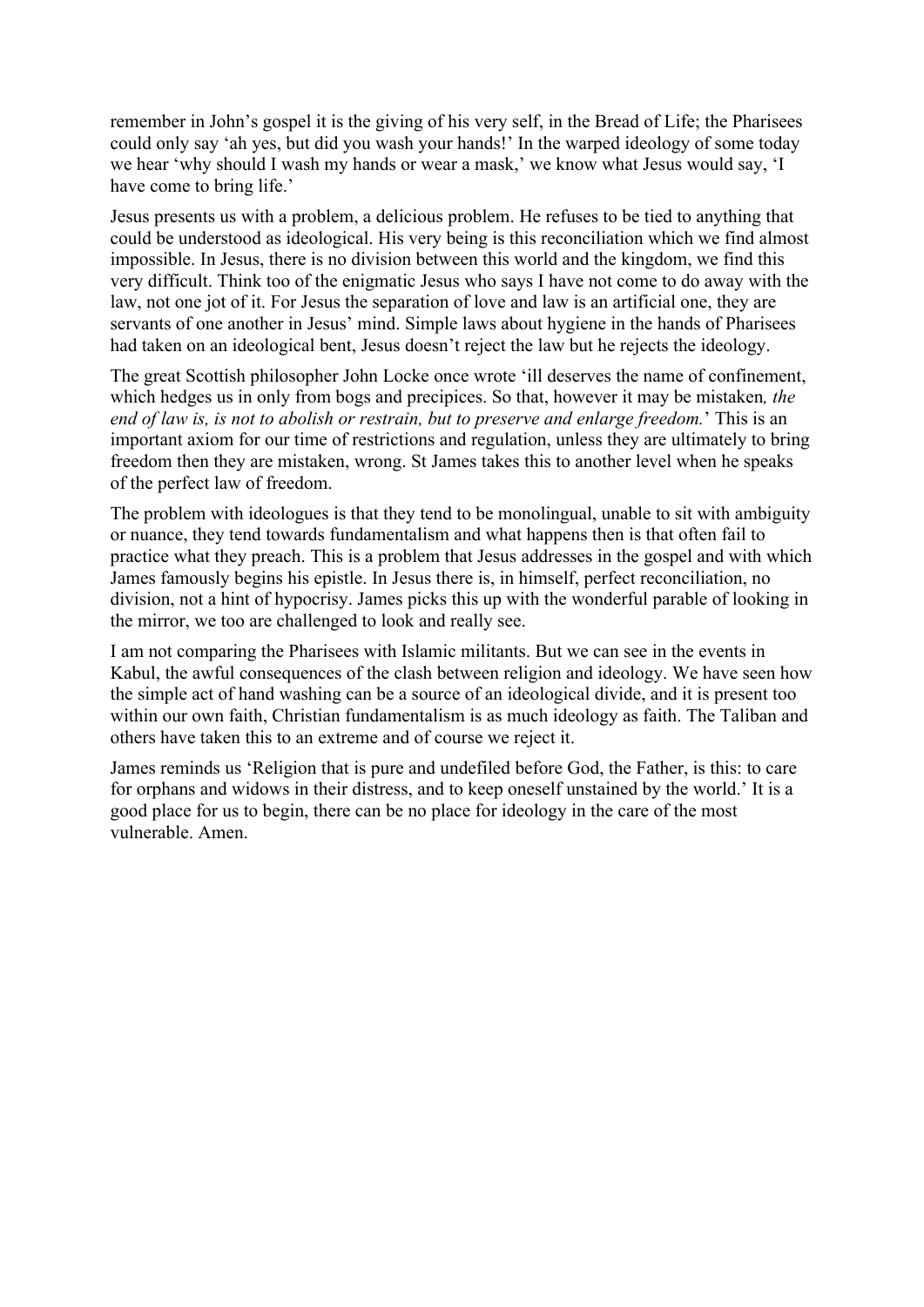remember in John's gospel it is the giving of his very self, in the Bread of Life; the Pharisees could only say 'ah yes, but did you wash your hands!' In the warped ideology of some today we hear 'why should I wash my hands or wear a mask,' we know what Jesus would say, 'I have come to bring life.'

Jesus presents us with a problem, a delicious problem. He refuses to be tied to anything that could be understood as ideological. His very being is this reconciliation which we find almost impossible. In Jesus, there is no division between this world and the kingdom, we find this very difficult. Think too of the enigmatic Jesus who says I have not come to do away with the law, not one jot of it. For Jesus the separation of love and law is an artificial one, they are servants of one another in Jesus' mind. Simple laws about hygiene in the hands of Pharisees had taken on an ideological bent, Jesus doesn't reject the law but he rejects the ideology.

The great Scottish philosopher John Locke once wrote 'ill deserves the name of confinement, which hedges us in only from bogs and precipices. So that, however it may be mistaken*, the end of law is, is not to abolish or restrain, but to preserve and enlarge freedom.*' This is an important axiom for our time of restrictions and regulation, unless they are ultimately to bring freedom then they are mistaken, wrong. St James takes this to another level when he speaks of the perfect law of freedom.

The problem with ideologues is that they tend to be monolingual, unable to sit with ambiguity or nuance, they tend towards fundamentalism and what happens then is that often fail to practice what they preach. This is a problem that Jesus addresses in the gospel and with which James famously begins his epistle. In Jesus there is, in himself, perfect reconciliation, no division, not a hint of hypocrisy. James picks this up with the wonderful parable of looking in the mirror, we too are challenged to look and really see.

I am not comparing the Pharisees with Islamic militants. But we can see in the events in Kabul, the awful consequences of the clash between religion and ideology. We have seen how the simple act of hand washing can be a source of an ideological divide, and it is present too within our own faith, Christian fundamentalism is as much ideology as faith. The Taliban and others have taken this to an extreme and of course we reject it.

James reminds us 'Religion that is pure and undefiled before God, the Father, is this: to care for orphans and widows in their distress, and to keep oneself unstained by the world.' It is a good place for us to begin, there can be no place for ideology in the care of the most vulnerable. Amen.